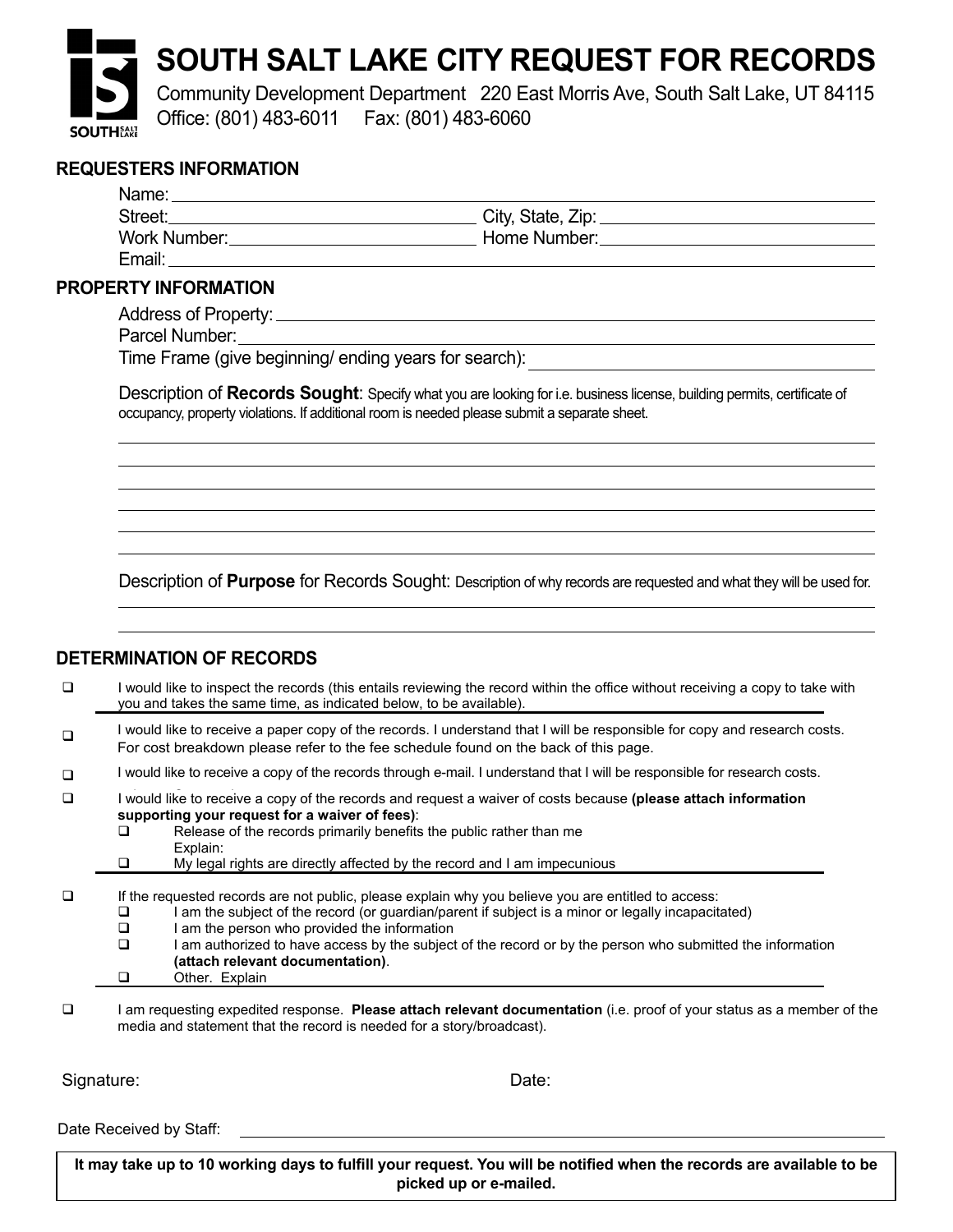# SOUTH SALT LAKE CITY REQUEST FOR RECORDS

Community Development Department 220 East Morris Ave, South Salt Lake, UT 84115
Office: (801) 483-6011 Fax: (801) 483-6060

## REQUESTERS INFORMATION

Name: ______________________________

Street: ______________________________ City, State, Zip: ______________________________

Work Number: ______________________________ Home Number: ______________________________

Email: ______________________________

## PROPERTY INFORMATION

Address of Property: ______________________________

Parcel Number: ______________________________

Time Frame (give beginning/ ending years for search): ______________________________

Description of **Records Sought**: Specify what you are looking for i.e. business license, building permits, certificate of occupancy, property violations. If additional room is needed please submit a separate sheet.

______________________________

______________________________

______________________________

______________________________

______________________________

______________________________

Description of **Purpose** for Records Sought: Description of why records are requested and what they will be used for.

______________________________

______________________________

## DETERMINATION OF RECORDS

- ☐ I would like to inspect the records (this entails reviewing the record within the office without receiving a copy to take with you and takes the same time, as indicated below, to be available).
- ☐ I would like to receive a paper copy of the records. I understand that I will be responsible for copy and research costs. For cost breakdown please refer to the fee schedule found on the back of this page.
- ☐ I would like to receive a copy of the records through e-mail. I understand that I will be responsible for research costs.
- ☐ I would like to receive a copy of the records and request a waiver of costs because **(please attach information supporting your request for a waiver of fees)**:
  - ☐ Release of the records primarily benefits the public rather than me
    Explain:
  - ☐ My legal rights are directly affected by the record and I am impecunious
- ☐ If the requested records are not public, please explain why you believe you are entitled to access:
  - ☐ I am the subject of the record (or guardian/parent if subject is a minor or legally incapacitated)
  - ☐ I am the person who provided the information
  - ☐ I am authorized to have access by the subject of the record or by the person who submitted the information **(attach relevant documentation)**.
  - ☐ Other. Explain
- ☐ I am requesting expedited response. **Please attach relevant documentation** (i.e. proof of your status as a member of the media and statement that the record is needed for a story/broadcast).

Signature: Date:

Date Received by Staff: ______________________________

**It may take up to 10 working days to fulfill your request. You will be notified when the records are available to be picked up or e-mailed.**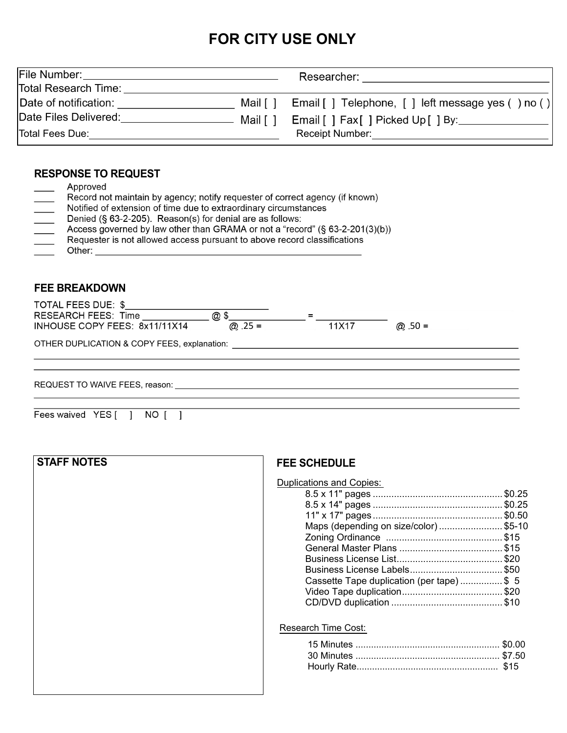# FOR CITY USE ONLY

| | |
|---|---|
| File Number: ______________________ | Researcher: ______________________ |
| Total Research Time: ______________________ | |
| Date of notification: ______________ Mail [ ] | Email [ ] Telephone, [ ] left message yes ( ) no ( ) |
| Date Files Delivered: ______________ Mail [ ] | Email [ ] Fax [ ] Picked Up [ ] By: ____________ |
| Total Fees Due: ______________________ | Receipt Number: ______________________ |

## RESPONSE TO REQUEST

____ Approved
____ Record not maintain by agency; notify requester of correct agency (if known)
____ Notified of extension of time due to extraordinary circumstances
____ Denied (§ 63-2-205). Reason(s) for denial are as follows:
____ Access governed by law other than GRAMA or not a "record" (§ 63-2-201(3)(b))
____ Requester is not allowed access pursuant to above record classifications
____ Other: ______________________________________________

## FEE BREAKDOWN

TOTAL FEES DUE: $______________________
RESEARCH FEES: Time __________ @ $__________ = __________
INHOUSE COPY FEES: 8x11/11X14 @ .25 = 11X17 @ .50 =

OTHER DUPLICATION & COPY FEES, explanation: ______________________________________________

______________________________________________

______________________________________________

REQUEST TO WAIVE FEES, reason: ______________________________________________

______________________________________________

Fees waived YES [ ] NO [ ]

## STAFF NOTES

## FEE SCHEDULE

Duplications and Copies:

- 8.5 x 11" pages ........................................ $0.25
- 8.5 x 14" pages ........................................ $0.25
- 11" x 17" pages ........................................ $0.50
- Maps (depending on size/color) ..................... $5-10
- Zoning Ordinance ........................................ $15
- General Master Plans .................................... $15
- Business License List..................................... $20
- Business License Labels................................. $50
- Cassette Tape duplication (per tape) ............... $ 5
- Video Tape duplication.................................... $20
- CD/DVD duplication ....................................... $10

Research Time Cost:

- 15 Minutes ....................................................... $0.00
- 30 Minutes ....................................................... $7.50
- Hourly Rate...................................................... $15